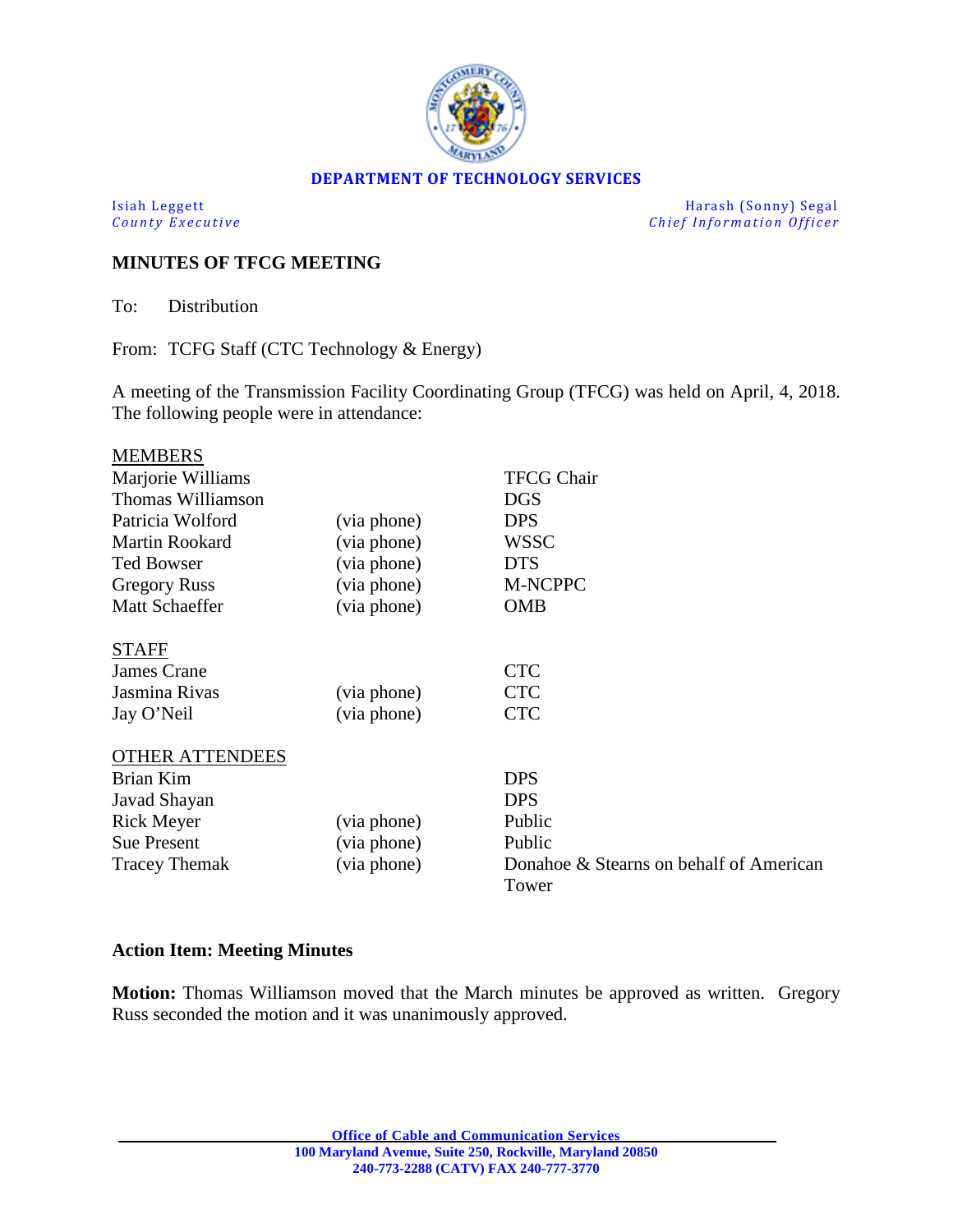**DEPARTMENT OF TECHNOLOGY SERVICES**

Isiah Leggett
*County Executive*

Harash (Sonny) Segal
*Chief Information Officer*

## MINUTES OF TFCG MEETING

To: Distribution

From: TCFG Staff (CTC Technology & Energy)

A meeting of the Transmission Facility Coordinating Group (TFCG) was held on April, 4, 2018. The following people were in attendance:

| MEMBERS | | |
|---|---|---|
| Marjorie Williams | | TFCG Chair |
| Thomas Williamson | | DGS |
| Patricia Wolford | (via phone) | DPS |
| Martin Rookard | (via phone) | WSSC |
| Ted Bowser | (via phone) | DTS |
| Gregory Russ | (via phone) | M-NCPPC |
| Matt Schaeffer | (via phone) | OMB |
| **STAFF** | | |
| James Crane | | CTC |
| Jasmina Rivas | (via phone) | CTC |
| Jay O'Neil | (via phone) | CTC |
| **OTHER ATTENDEES** | | |
| Brian Kim | | DPS |
| Javad Shayan | | DPS |
| Rick Meyer | (via phone) | Public |
| Sue Present | (via phone) | Public |
| Tracey Themak | (via phone) | Donahoe & Stearns on behalf of American Tower |

### Action Item: Meeting Minutes

**Motion:** Thomas Williamson moved that the March minutes be approved as written. Gregory Russ seconded the motion and it was unanimously approved.

Office of Cable and Communication Services
100 Maryland Avenue, Suite 250, Rockville, Maryland 20850
240-773-2288 (CATV) FAX 240-777-3770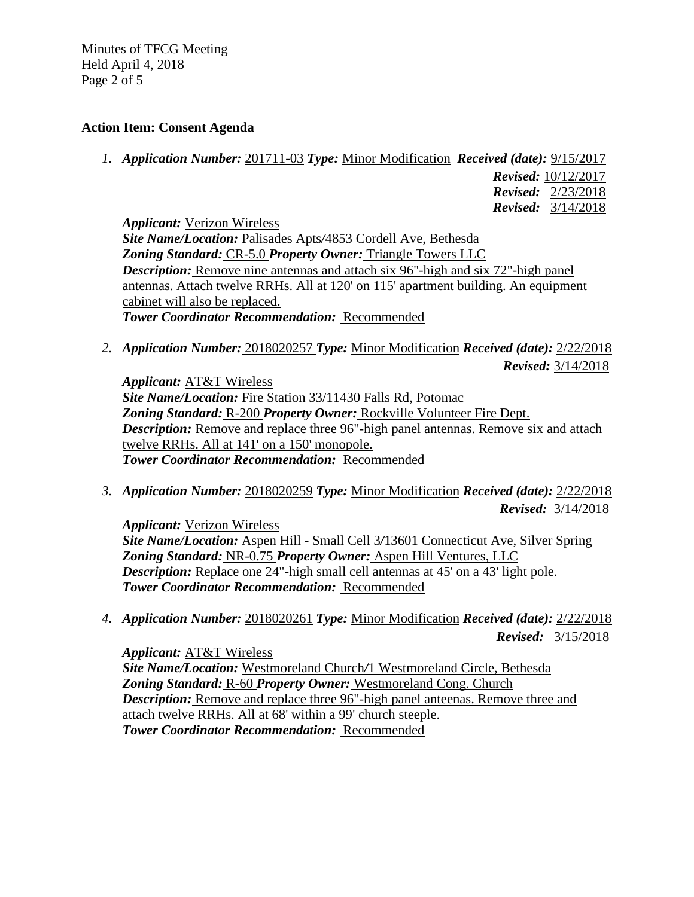**Action Item: Consent Agenda**

1. ***Application Number:*** 201711-03 ***Type:*** Minor Modification ***Received (date):*** 9/15/2017
   ***Revised:*** 10/12/2017
   ***Revised:*** 2/23/2018
   ***Revised:*** 3/14/2018

   ***Applicant:*** Verizon Wireless
   ***Site Name/Location:*** Palisades Apts/4853 Cordell Ave, Bethesda
   ***Zoning Standard:*** CR-5.0 ***Property Owner:*** Triangle Towers LLC
   ***Description:*** Remove nine antennas and attach six 96"-high and six 72"-high panel antennas. Attach twelve RRHs. All at 120' on 115' apartment building. An equipment cabinet will also be replaced.
   ***Tower Coordinator Recommendation:*** Recommended

2. ***Application Number:*** 2018020257 ***Type:*** Minor Modification ***Received (date):*** 2/22/2018
   ***Revised:*** 3/14/2018

   ***Applicant:*** AT&T Wireless
   ***Site Name/Location:*** Fire Station 33/11430 Falls Rd, Potomac
   ***Zoning Standard:*** R-200 ***Property Owner:*** Rockville Volunteer Fire Dept.
   ***Description:*** Remove and replace three 96"-high panel antennas. Remove six and attach twelve RRHs. All at 141' on a 150' monopole.
   ***Tower Coordinator Recommendation:*** Recommended

3. ***Application Number:*** 2018020259 ***Type:*** Minor Modification ***Received (date):*** 2/22/2018
   ***Revised:*** 3/14/2018

   ***Applicant:*** Verizon Wireless
   ***Site Name/Location:*** Aspen Hill - Small Cell 3/13601 Connecticut Ave, Silver Spring
   ***Zoning Standard:*** NR-0.75 ***Property Owner:*** Aspen Hill Ventures, LLC
   ***Description:*** Replace one 24"-high small cell antennas at 45' on a 43' light pole.
   ***Tower Coordinator Recommendation:*** Recommended

4. ***Application Number:*** 2018020261 ***Type:*** Minor Modification ***Received (date):*** 2/22/2018
   ***Revised:*** 3/15/2018

   ***Applicant:*** AT&T Wireless
   ***Site Name/Location:*** Westmoreland Church/1 Westmoreland Circle, Bethesda
   ***Zoning Standard:*** R-60 ***Property Owner:*** Westmoreland Cong. Church
   ***Description:*** Remove and replace three 96"-high panel anteenas. Remove three and attach twelve RRHs. All at 68' within a 99' church steeple.
   ***Tower Coordinator Recommendation:*** Recommended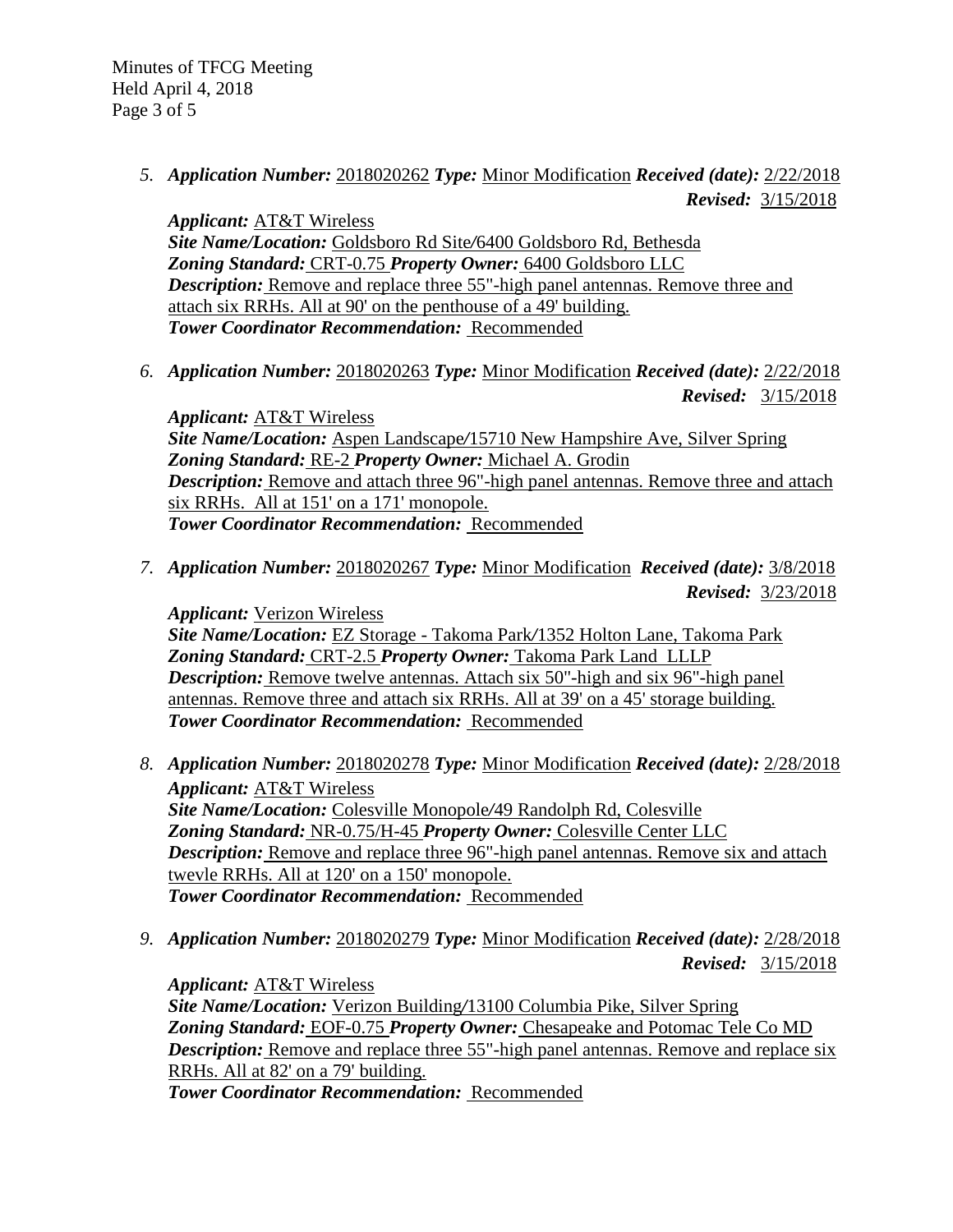5. ***Application Number:*** 2018020262 ***Type:*** Minor Modification ***Received (date):*** 2/22/2018 ***Revised:*** 3/15/2018

   ***Applicant:*** AT&T Wireless
   ***Site Name/Location:*** Goldsboro Rd Site/6400 Goldsboro Rd, Bethesda
   ***Zoning Standard:*** CRT-0.75 ***Property Owner:*** 6400 Goldsboro LLC
   ***Description:*** Remove and replace three 55"-high panel antennas. Remove three and attach six RRHs. All at 90' on the penthouse of a 49' building.
   ***Tower Coordinator Recommendation:*** Recommended

6. ***Application Number:*** 2018020263 ***Type:*** Minor Modification ***Received (date):*** 2/22/2018 ***Revised:*** 3/15/2018

   ***Applicant:*** AT&T Wireless
   ***Site Name/Location:*** Aspen Landscape/15710 New Hampshire Ave, Silver Spring
   ***Zoning Standard:*** RE-2 ***Property Owner:*** Michael A. Grodin
   ***Description:*** Remove and attach three 96"-high panel antennas. Remove three and attach six RRHs. All at 151' on a 171' monopole.
   ***Tower Coordinator Recommendation:*** Recommended

7. ***Application Number:*** 2018020267 ***Type:*** Minor Modification ***Received (date):*** 3/8/2018 ***Revised:*** 3/23/2018

   ***Applicant:*** Verizon Wireless
   ***Site Name/Location:*** EZ Storage - Takoma Park/1352 Holton Lane, Takoma Park
   ***Zoning Standard:*** CRT-2.5 ***Property Owner:*** Takoma Park Land LLLP
   ***Description:*** Remove twelve antennas. Attach six 50"-high and six 96"-high panel antennas. Remove three and attach six RRHs. All at 39' on a 45' storage building.
   ***Tower Coordinator Recommendation:*** Recommended

8. ***Application Number:*** 2018020278 ***Type:*** Minor Modification ***Received (date):*** 2/28/2018

   ***Applicant:*** AT&T Wireless
   ***Site Name/Location:*** Colesville Monopole/49 Randolph Rd, Colesville
   ***Zoning Standard:*** NR-0.75/H-45 ***Property Owner:*** Colesville Center LLC
   ***Description:*** Remove and replace three 96"-high panel antennas. Remove six and attach twevle RRHs. All at 120' on a 150' monopole.
   ***Tower Coordinator Recommendation:*** Recommended

9. ***Application Number:*** 2018020279 ***Type:*** Minor Modification ***Received (date):*** 2/28/2018 ***Revised:*** 3/15/2018

   ***Applicant:*** AT&T Wireless
   ***Site Name/Location:*** Verizon Building/13100 Columbia Pike, Silver Spring
   ***Zoning Standard:*** EOF-0.75 ***Property Owner:*** Chesapeake and Potomac Tele Co MD
   ***Description:*** Remove and replace three 55"-high panel antennas. Remove and replace six RRHs. All at 82' on a 79' building.
   ***Tower Coordinator Recommendation:*** Recommended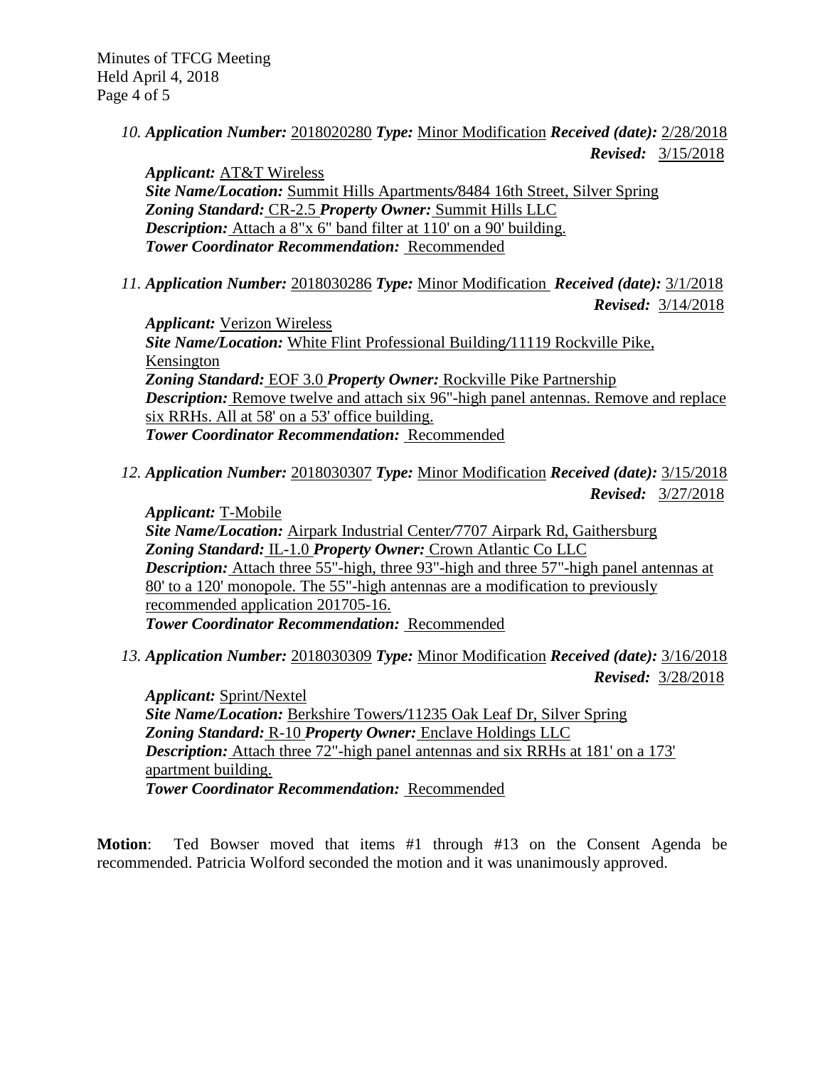10. ***Application Number:*** 2018020280 ***Type:*** Minor Modification ***Received (date):*** 2/28/2018
***Revised:*** 3/15/2018
***Applicant:*** AT&T Wireless
***Site Name/Location:*** Summit Hills Apartments/8484 16th Street, Silver Spring
***Zoning Standard:*** CR-2.5 ***Property Owner:*** Summit Hills LLC
***Description:*** Attach a 8"x 6" band filter at 110' on a 90' building.
***Tower Coordinator Recommendation:*** Recommended

11. ***Application Number:*** 2018030286 ***Type:*** Minor Modification ***Received (date):*** 3/1/2018
***Revised:*** 3/14/2018
***Applicant:*** Verizon Wireless
***Site Name/Location:*** White Flint Professional Building/11119 Rockville Pike, Kensington
***Zoning Standard:*** EOF 3.0 ***Property Owner:*** Rockville Pike Partnership
***Description:*** Remove twelve and attach six 96"-high panel antennas. Remove and replace six RRHs. All at 58' on a 53' office building.
***Tower Coordinator Recommendation:*** Recommended

12. ***Application Number:*** 2018030307 ***Type:*** Minor Modification ***Received (date):*** 3/15/2018
***Revised:*** 3/27/2018
***Applicant:*** T-Mobile
***Site Name/Location:*** Airpark Industrial Center/7707 Airpark Rd, Gaithersburg
***Zoning Standard:*** IL-1.0 ***Property Owner:*** Crown Atlantic Co LLC
***Description:*** Attach three 55"-high, three 93"-high and three 57"-high panel antennas at 80' to a 120' monopole. The 55"-high antennas are a modification to previously recommended application 201705-16.
***Tower Coordinator Recommendation:*** Recommended

13. ***Application Number:*** 2018030309 ***Type:*** Minor Modification ***Received (date):*** 3/16/2018
***Revised:*** 3/28/2018
***Applicant:*** Sprint/Nextel
***Site Name/Location:*** Berkshire Towers/11235 Oak Leaf Dr, Silver Spring
***Zoning Standard:*** R-10 ***Property Owner:*** Enclave Holdings LLC
***Description:*** Attach three 72"-high panel antennas and six RRHs at 181' on a 173' apartment building.
***Tower Coordinator Recommendation:*** Recommended

**Motion**: Ted Bowser moved that items #1 through #13 on the Consent Agenda be recommended. Patricia Wolford seconded the motion and it was unanimously approved.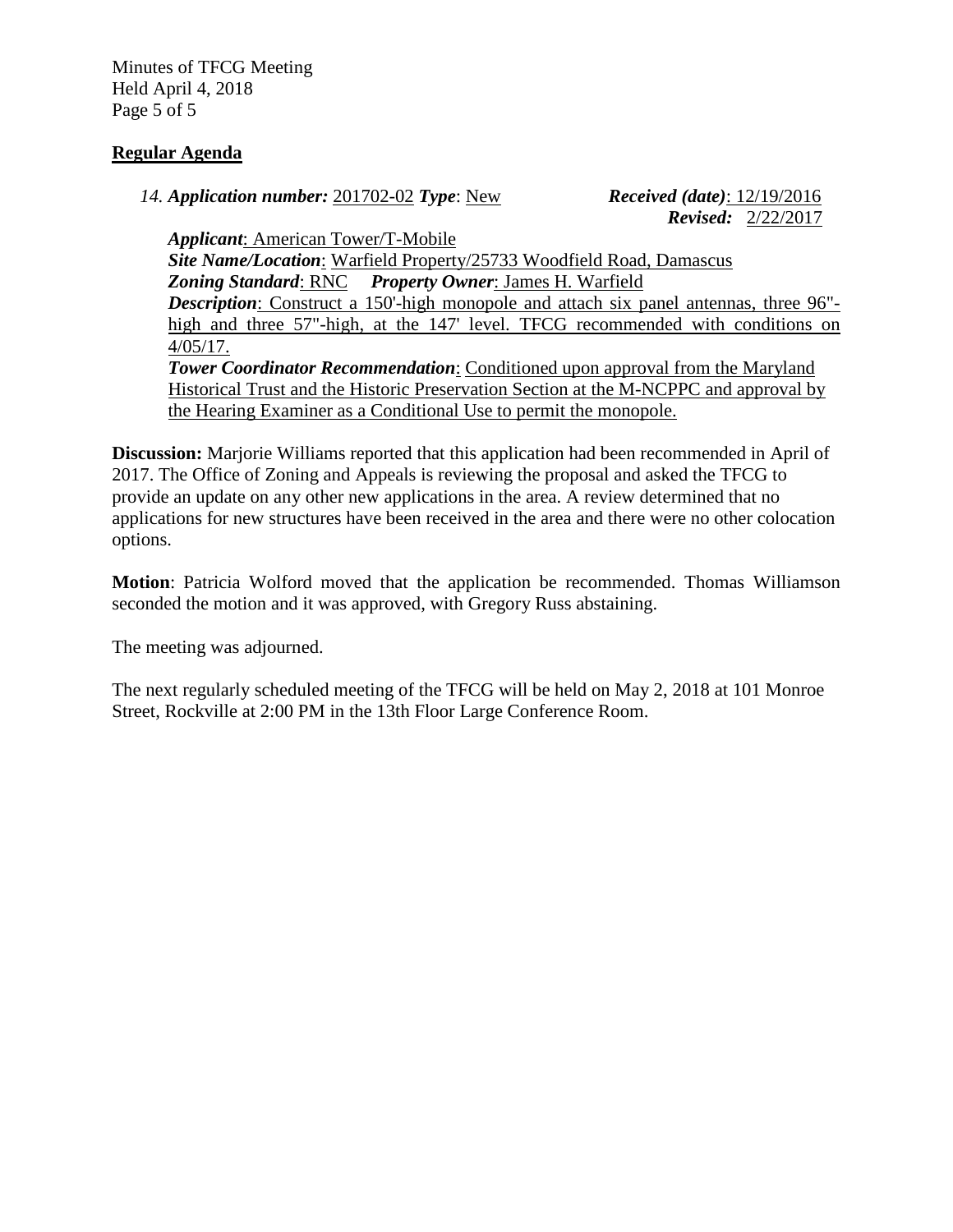## Regular Agenda

*14.* ***Application number:*** 201702-02 ***Type***: New ***Received (date)***: 12/19/2016 ***Revised:*** 2/22/2017

***Applicant***: American Tower/T-Mobile
***Site Name/Location***: Warfield Property/25733 Woodfield Road, Damascus
***Zoning Standard***: RNC ***Property Owner***: James H. Warfield
***Description***: Construct a 150'-high monopole and attach six panel antennas, three 96"-high and three 57"-high, at the 147' level. TFCG recommended with conditions on 4/05/17.
***Tower Coordinator Recommendation***: Conditioned upon approval from the Maryland Historical Trust and the Historic Preservation Section at the M-NCPPC and approval by the Hearing Examiner as a Conditional Use to permit the monopole.

**Discussion:** Marjorie Williams reported that this application had been recommended in April of 2017. The Office of Zoning and Appeals is reviewing the proposal and asked the TFCG to provide an update on any other new applications in the area. A review determined that no applications for new structures have been received in the area and there were no other colocation options.

**Motion**: Patricia Wolford moved that the application be recommended. Thomas Williamson seconded the motion and it was approved, with Gregory Russ abstaining.

The meeting was adjourned.

The next regularly scheduled meeting of the TFCG will be held on May 2, 2018 at 101 Monroe Street, Rockville at 2:00 PM in the 13th Floor Large Conference Room.